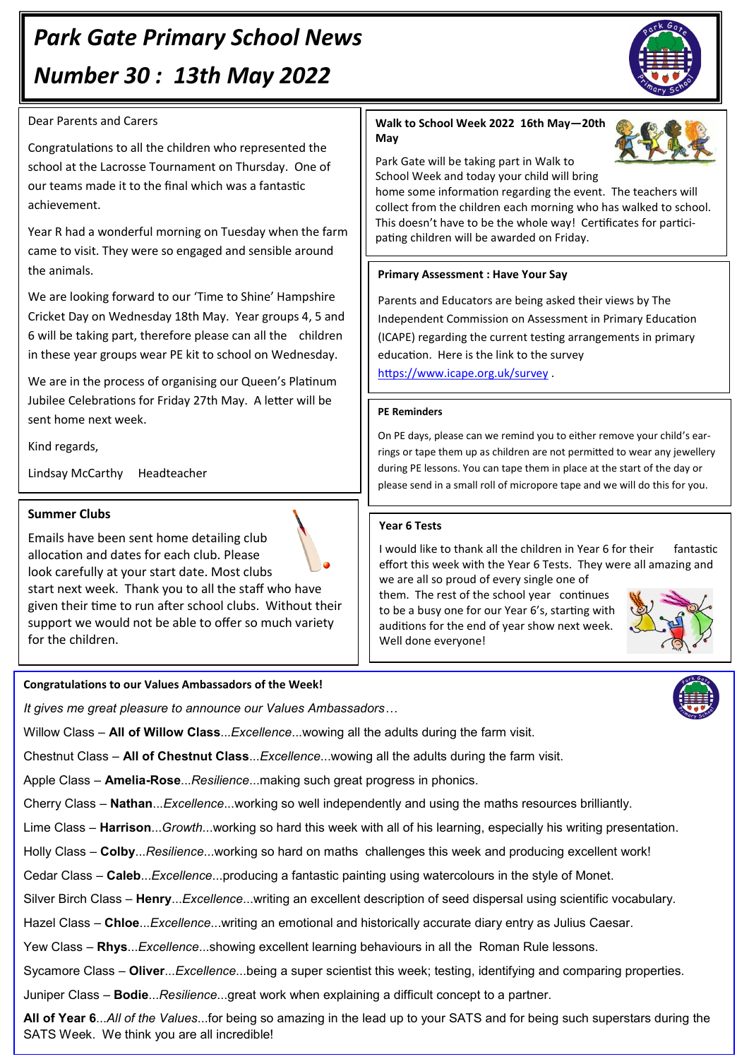# Park Gate Primary School News

## Number 30 : 13th May 2022

Dear Parents and Carers

Congratulations to all the children who represented the school at the Lacrosse Tournament on Thursday. One of our teams made it to the final which was a fantastic achievement.

Year R had a wonderful morning on Tuesday when the farm came to visit. They were so engaged and sensible around the animals.

We are looking forward to our 'Time to Shine' Hampshire Cricket Day on Wednesday 18th May. Year groups 4, 5 and 6 will be taking part, therefore please can all the children in these year groups wear PE kit to school on Wednesday.

We are in the process of organising our Queen's Platinum Jubilee Celebrations for Friday 27th May. A letter will be sent home next week.

Kind regards,

Lindsay McCarthy Headteacher

### Summer Clubs

Emails have been sent home detailing club allocation and dates for each club. Please look carefully at your start date. Most clubs start next week. Thank you to all the staff who have given their time to run after school clubs. Without their support we would not be able to offer so much variety for the children.

### Walk to School Week 2022 16th May—20th May

Park Gate will be taking part in Walk to School Week and today your child will bring home some information regarding the event. The teachers will collect from the children each morning who has walked to school. This doesn't have to be the whole way! Certificates for participating children will be awarded on Friday.

### Primary Assessment : Have Your Say

Parents and Educators are being asked their views by The Independent Commission on Assessment in Primary Education (ICAPE) regarding the current testing arrangements in primary education. Here is the link to the survey https://www.icape.org.uk/survey .

### PE Reminders

On PE days, please can we remind you to either remove your child's earrings or tape them up as children are not permitted to wear any jewellery during PE lessons. You can tape them in place at the start of the day or please send in a small roll of micropore tape and we will do this for you.

### Year 6 Tests

I would like to thank all the children in Year 6 for their fantastic effort this week with the Year 6 Tests. They were all amazing and we are all so proud of every single one of them. The rest of the school year continues to be a busy one for our Year 6's, starting with auditions for the end of year show next week. Well done everyone!

### Congratulations to our Values Ambassadors of the Week!

*It gives me great pleasure to announce our Values Ambassadors…*

Willow Class – **All of Willow Class**...*Excellence*...wowing all the adults during the farm visit.

Chestnut Class – **All of Chestnut Class**...*Excellence*...wowing all the adults during the farm visit.

Apple Class – **Amelia-Rose**...*Resilience*...making such great progress in phonics.

Cherry Class – **Nathan**...*Excellence*...working so well independently and using the maths resources brilliantly.

Lime Class – **Harrison**...*Growth*...working so hard this week with all of his learning, especially his writing presentation.

Holly Class – **Colby**...*Resilience*...working so hard on maths challenges this week and producing excellent work!

Cedar Class – **Caleb**...*Excellence*...producing a fantastic painting using watercolours in the style of Monet.

Silver Birch Class – **Henry**...*Excellence*...writing an excellent description of seed dispersal using scientific vocabulary.

Hazel Class – **Chloe**...*Excellence*...writing an emotional and historically accurate diary entry as Julius Caesar.

Yew Class – **Rhys**...*Excellence*...showing excellent learning behaviours in all the Roman Rule lessons.

Sycamore Class – **Oliver**...*Excellence*...being a super scientist this week; testing, identifying and comparing properties.

Juniper Class – **Bodie**...*Resilience*...great work when explaining a difficult concept to a partner.

**All of Year 6**...*All of the Values*...for being so amazing in the lead up to your SATS and for being such superstars during the SATS Week. We think you are all incredible!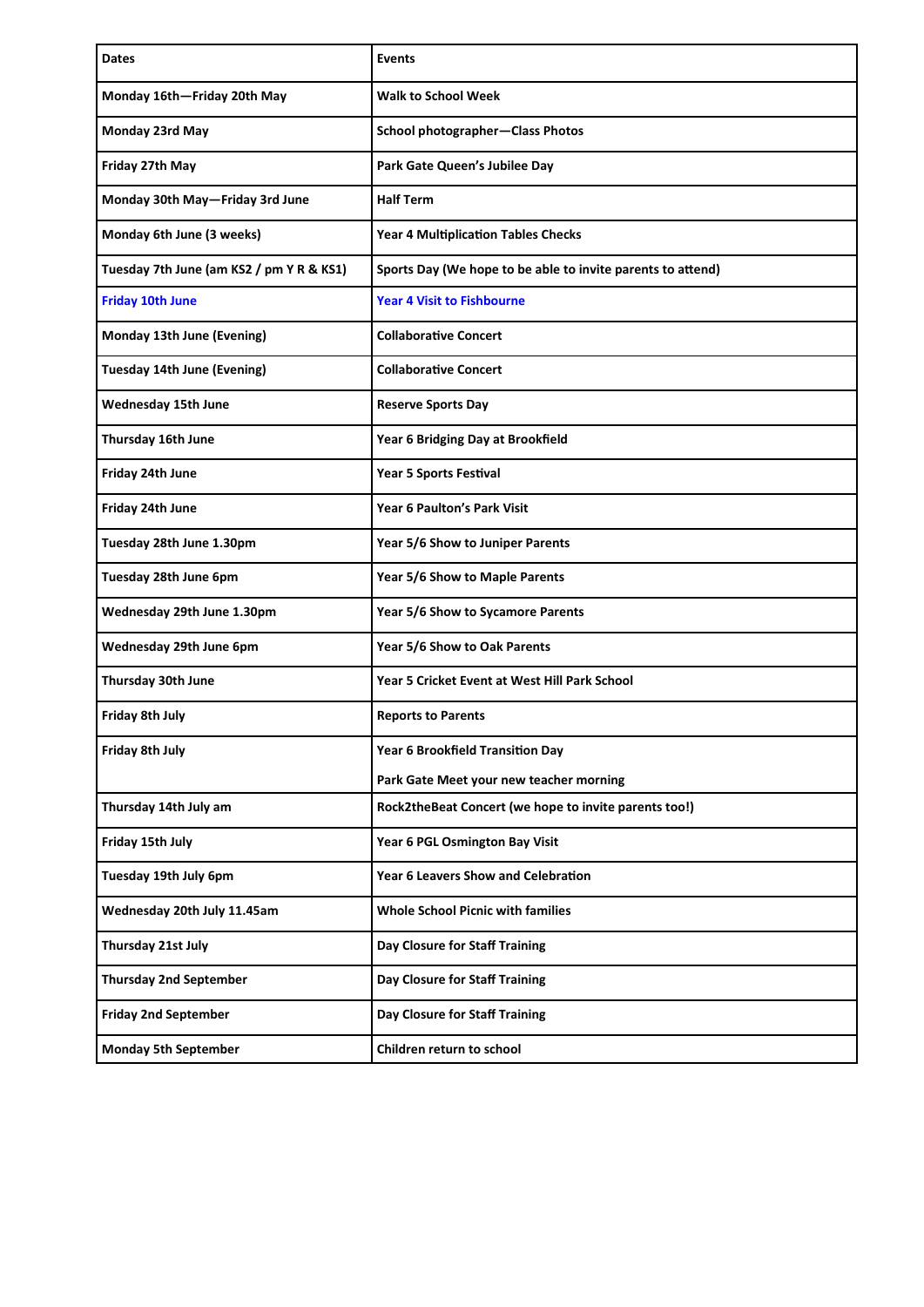| Dates | Events |
|---|---|
| Monday 16th—Friday 20th May | Walk to School Week |
| Monday 23rd May | School photographer—Class Photos |
| Friday 27th May | Park Gate Queen's Jubilee Day |
| Monday 30th May—Friday 3rd June | Half Term |
| Monday 6th June (3 weeks) | Year 4 Multiplication Tables Checks |
| Tuesday 7th June (am KS2 / pm Y R & KS1) | Sports Day (We hope to be able to invite parents to attend) |
| Friday 10th June | Year 4 Visit to Fishbourne |
| Monday 13th June (Evening) | Collaborative Concert |
| Tuesday 14th June (Evening) | Collaborative Concert |
| Wednesday 15th June | Reserve Sports Day |
| Thursday 16th June | Year 6 Bridging Day at Brookfield |
| Friday 24th June | Year 5 Sports Festival |
| Friday 24th June | Year 6 Paulton's Park Visit |
| Tuesday 28th June 1.30pm | Year 5/6 Show to Juniper Parents |
| Tuesday 28th June 6pm | Year 5/6 Show to Maple Parents |
| Wednesday 29th June 1.30pm | Year 5/6 Show to Sycamore Parents |
| Wednesday 29th June 6pm | Year 5/6 Show to Oak Parents |
| Thursday 30th June | Year 5 Cricket Event at West Hill Park School |
| Friday 8th July | Reports to Parents |
| Friday 8th July | Year 6 Brookfield Transition Day<br>Park Gate Meet your new teacher morning |
| Thursday 14th July am | Rock2theBeat Concert (we hope to invite parents too!) |
| Friday 15th July | Year 6 PGL Osmington Bay Visit |
| Tuesday 19th July 6pm | Year 6 Leavers Show and Celebration |
| Wednesday 20th July 11.45am | Whole School Picnic with families |
| Thursday 21st July | Day Closure for Staff Training |
| Thursday 2nd September | Day Closure for Staff Training |
| Friday 2nd September | Day Closure for Staff Training |
| Monday 5th September | Children return to school |